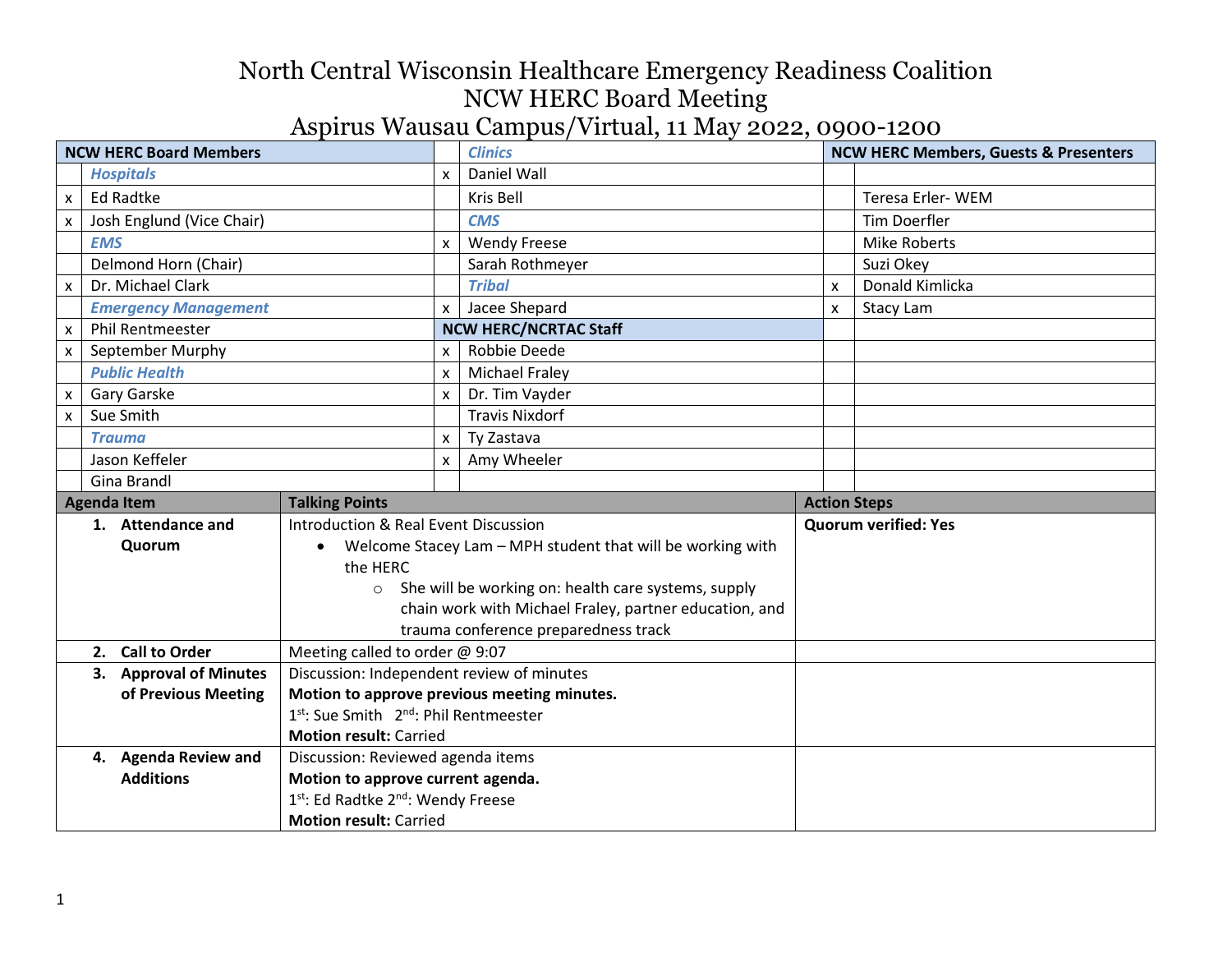# North Central Wisconsin Healthcare Emergency Readiness Coalition
## NCW HERC Board Meeting
## Aspirus Wausau Campus/Virtual, 11 May 2022, 0900-1200

| | NCW HERC Board Members | | Clinics | | NCW HERC Members, Guests & Presenters |
|---|---|---|---|---|---|
| | ***Hospitals*** | x | Daniel Wall | | |
| x | Ed Radtke | | Kris Bell | | Teresa Erler- WEM |
| x | Josh Englund (Vice Chair) | | ***CMS*** | | Tim Doerfler |
| | ***EMS*** | x | Wendy Freese | | Mike Roberts |
| | Delmond Horn (Chair) | | Sarah Rothmeyer | | Suzi Okey |
| x | Dr. Michael Clark | | ***Tribal*** | x | Donald Kimlicka |
| | ***Emergency Management*** | x | Jacee Shepard | x | Stacy Lam |
| x | Phil Rentmeester | | **NCW HERC/NCRTAC Staff** | | |
| x | September Murphy | x | Robbie Deede | | |
| | ***Public Health*** | x | Michael Fraley | | |
| x | Gary Garske | x | Dr. Tim Vayder | | |
| x | Sue Smith | | Travis Nixdorf | | |
| | ***Trauma*** | x | Ty Zastava | | |
| | Jason Keffeler | x | Amy Wheeler | | |
| | Gina Brandl | | | | |

| Agenda Item | Talking Points | Action Steps |
|---|---|---|
| **1. Attendance and Quorum** | Introduction & Real Event Discussion<br>• Welcome Stacey Lam – MPH student that will be working with the HERC<br>  ○ She will be working on: health care systems, supply chain work with Michael Fraley, partner education, and trauma conference preparedness track | **Quorum verified: Yes** |
| **2. Call to Order** | Meeting called to order @ 9:07 | |
| **3. Approval of Minutes of Previous Meeting** | Discussion: Independent review of minutes<br>**Motion to approve previous meeting minutes.**<br>1st: Sue Smith 2nd: Phil Rentmeester<br>**Motion result:** Carried | |
| **4. Agenda Review and Additions** | Discussion: Reviewed agenda items<br>**Motion to approve current agenda.**<br>1st: Ed Radtke 2nd: Wendy Freese<br>**Motion result:** Carried | |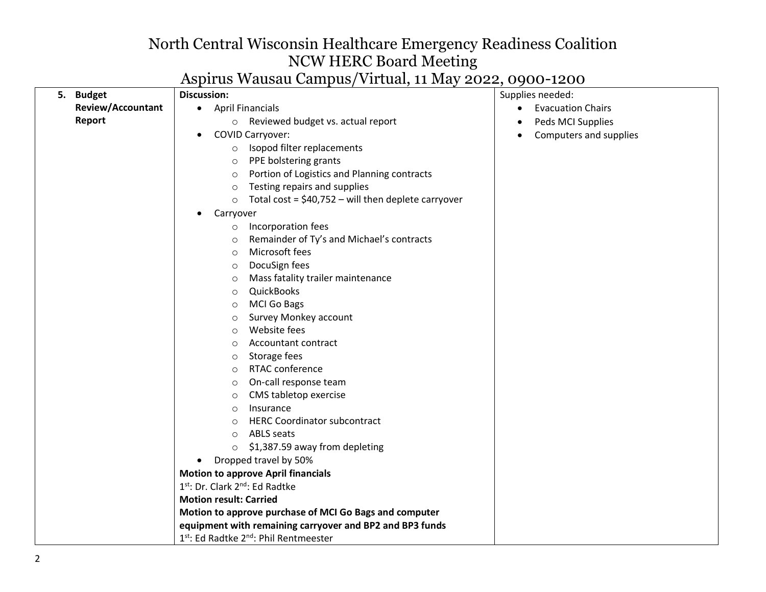# North Central Wisconsin Healthcare Emergency Readiness Coalition
## NCW HERC Board Meeting
## Aspirus Wausau Campus/Virtual, 11 May 2022, 0900-1200

| | | |
|---|---|---|
| **5. Budget Review/Accountant Report** | **Discussion:**<br>• April Financials<br>  ○ Reviewed budget vs. actual report<br>• COVID Carryover:<br>  ○ Isopod filter replacements<br>  ○ PPE bolstering grants<br>  ○ Portion of Logistics and Planning contracts<br>  ○ Testing repairs and supplies<br>  ○ Total cost = $40,752 – will then deplete carryover<br>• Carryover<br>  ○ Incorporation fees<br>  ○ Remainder of Ty's and Michael's contracts<br>  ○ Microsoft fees<br>  ○ DocuSign fees<br>  ○ Mass fatality trailer maintenance<br>  ○ QuickBooks<br>  ○ MCI Go Bags<br>  ○ Survey Monkey account<br>  ○ Website fees<br>  ○ Accountant contract<br>  ○ Storage fees<br>  ○ RTAC conference<br>  ○ On-call response team<br>  ○ CMS tabletop exercise<br>  ○ Insurance<br>  ○ HERC Coordinator subcontract<br>  ○ ABLS seats<br>  ○ $1,387.59 away from depleting<br>• Dropped travel by 50%<br>**Motion to approve April financials**<br>1st: Dr. Clark 2nd: Ed Radtke<br>**Motion result: Carried**<br>**Motion to approve purchase of MCI Go Bags and computer equipment with remaining carryover and BP2 and BP3 funds**<br>1st: Ed Radtke 2nd: Phil Rentmeester | Supplies needed:<br>• Evacuation Chairs<br>• Peds MCI Supplies<br>• Computers and supplies |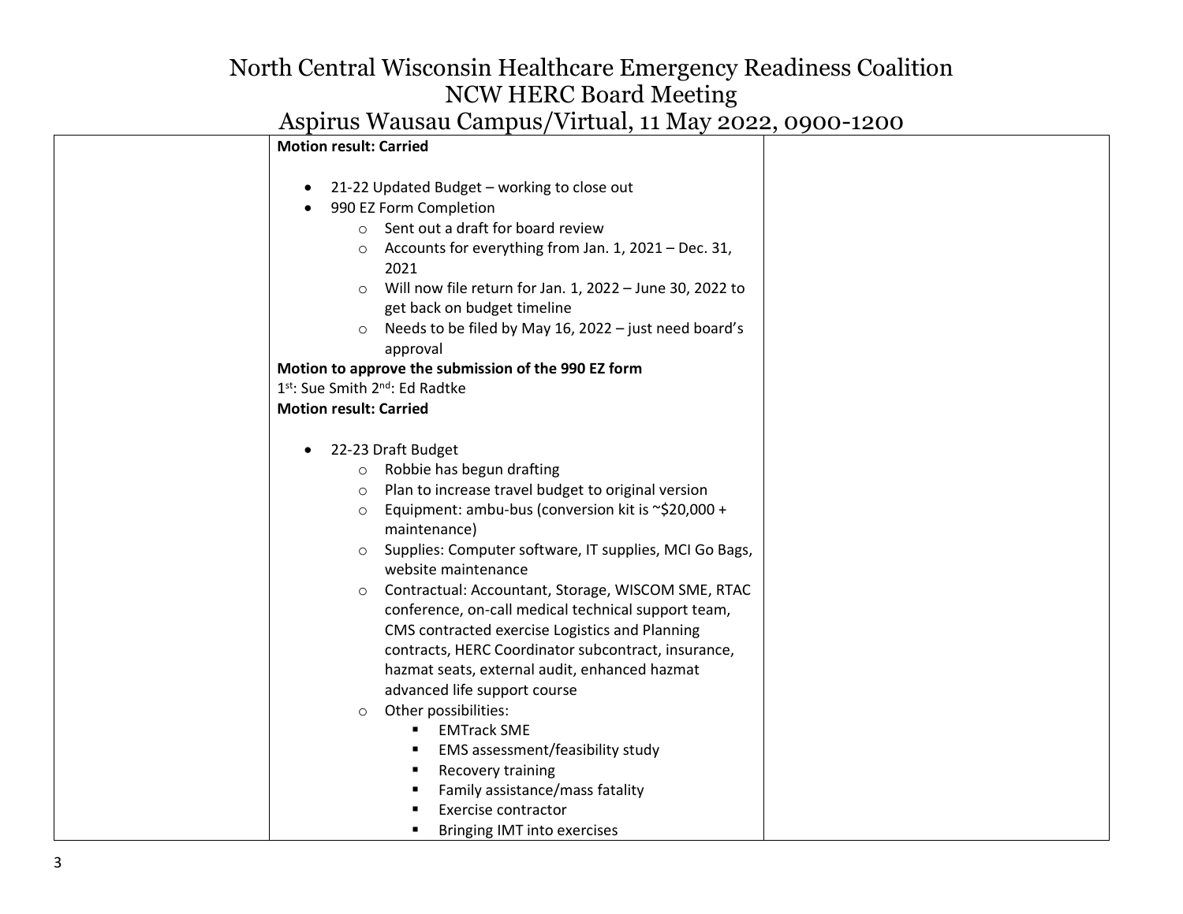| | | |
|---|---|---|
| | **Motion result: Carried**<br><br>• 21-22 Updated Budget – working to close out<br>• 990 EZ Form Completion<br>  ○ Sent out a draft for board review<br>  ○ Accounts for everything from Jan. 1, 2021 – Dec. 31, 2021<br>  ○ Will now file return for Jan. 1, 2022 – June 30, 2022 to get back on budget timeline<br>  ○ Needs to be filed by May 16, 2022 – just need board's approval<br>**Motion to approve the submission of the 990 EZ form**<br>1st: Sue Smith 2nd: Ed Radtke<br>**Motion result: Carried**<br><br>• 22-23 Draft Budget<br>  ○ Robbie has begun drafting<br>  ○ Plan to increase travel budget to original version<br>  ○ Equipment: ambu-bus (conversion kit is ~$20,000 + maintenance)<br>  ○ Supplies: Computer software, IT supplies, MCI Go Bags, website maintenance<br>  ○ Contractual: Accountant, Storage, WISCOM SME, RTAC conference, on-call medical technical support team, CMS contracted exercise Logistics and Planning contracts, HERC Coordinator subcontract, insurance, hazmat seats, external audit, enhanced hazmat advanced life support course<br>  ○ Other possibilities:<br>    ▪ EMTrack SME<br>    ▪ EMS assessment/feasibility study<br>    ▪ Recovery training<br>    ▪ Family assistance/mass fatality<br>    ▪ Exercise contractor<br>    ▪ Bringing IMT into exercises | |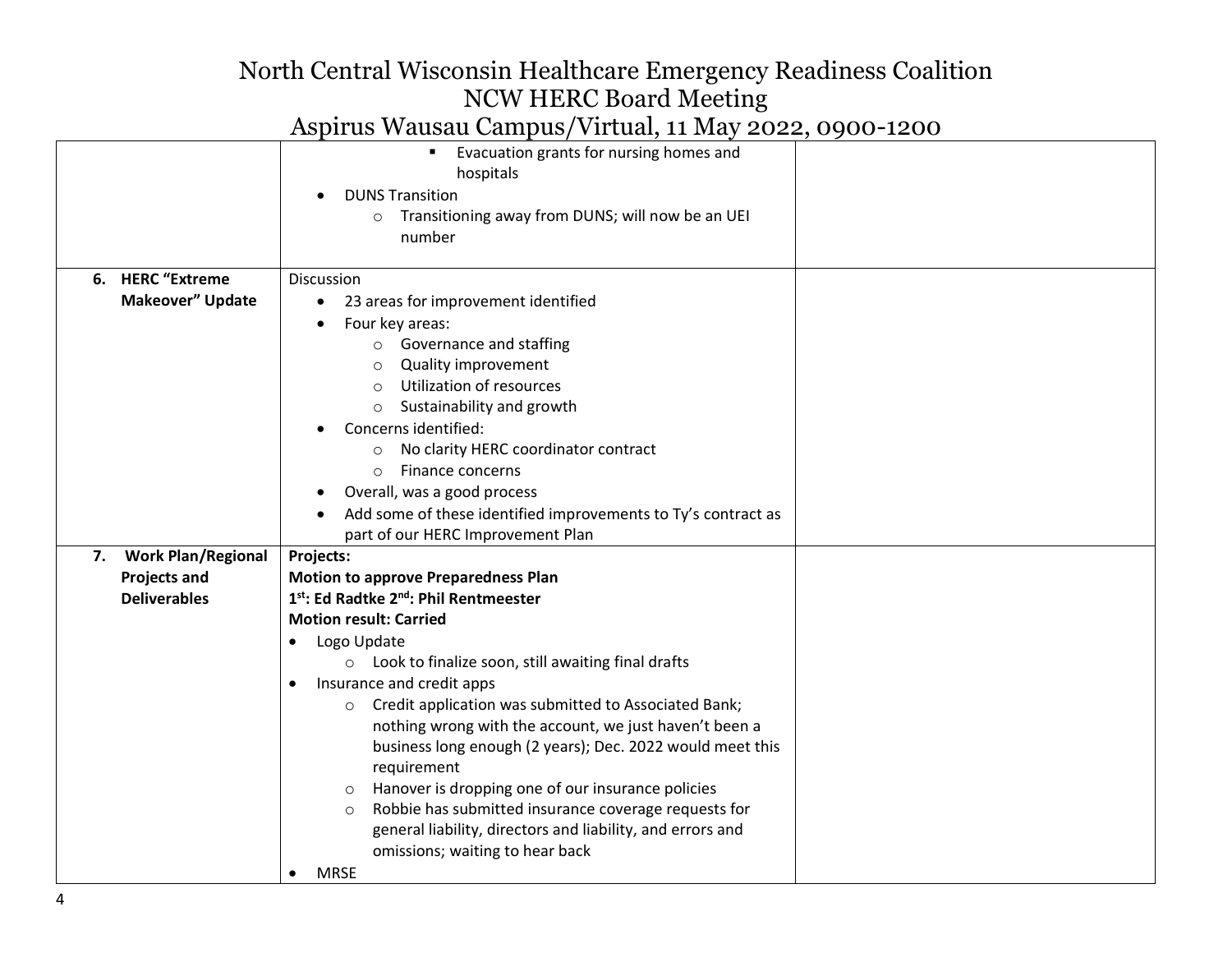| | | |
|---|---|---|
| | ▪ Evacuation grants for nursing homes and hospitals<br>• DUNS Transition<br>  ○ Transitioning away from DUNS; will now be an UEI number | |
| **6. HERC "Extreme Makeover" Update** | Discussion<br>• 23 areas for improvement identified<br>• Four key areas:<br>  ○ Governance and staffing<br>  ○ Quality improvement<br>  ○ Utilization of resources<br>  ○ Sustainability and growth<br>• Concerns identified:<br>  ○ No clarity HERC coordinator contract<br>  ○ Finance concerns<br>• Overall, was a good process<br>• Add some of these identified improvements to Ty's contract as part of our HERC Improvement Plan | |
| **7. Work Plan/Regional Projects and Deliverables** | **Projects:**<br>**Motion to approve Preparedness Plan**<br>**1st: Ed Radtke 2nd: Phil Rentmeester**<br>**Motion result: Carried**<br>• Logo Update<br>  ○ Look to finalize soon, still awaiting final drafts<br>• Insurance and credit apps<br>  ○ Credit application was submitted to Associated Bank; nothing wrong with the account, we just haven't been a business long enough (2 years); Dec. 2022 would meet this requirement<br>  ○ Hanover is dropping one of our insurance policies<br>  ○ Robbie has submitted insurance coverage requests for general liability, directors and liability, and errors and omissions; waiting to hear back<br>• MRSE | |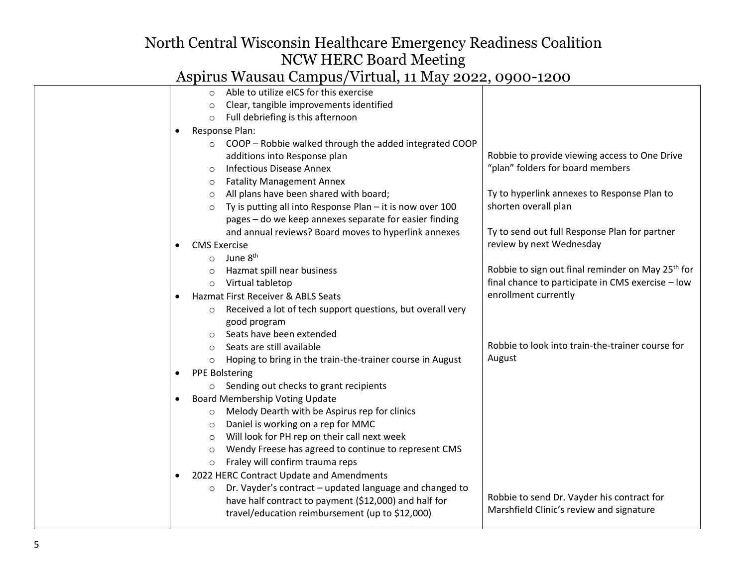# North Central Wisconsin Healthcare Emergency Readiness Coalition
## NCW HERC Board Meeting
### Aspirus Wausau Campus/Virtual, 11 May 2022, 0900-1200

| | | |
|---|---|---|
| | ◦ Able to utilize eICS for this exercise<br>◦ Clear, tangible improvements identified<br>◦ Full debriefing is this afternoon<br>• Response Plan:<br>◦ COOP – Robbie walked through the added integrated COOP additions into Response plan<br>◦ Infectious Disease Annex<br>◦ Fatality Management Annex<br>◦ All plans have been shared with board;<br>◦ Ty is putting all into Response Plan – it is now over 100 pages – do we keep annexes separate for easier finding and annual reviews? Board moves to hyperlink annexes<br>• CMS Exercise<br>◦ June 8th<br>◦ Hazmat spill near business<br>◦ Virtual tabletop<br>• Hazmat First Receiver & ABLS Seats<br>◦ Received a lot of tech support questions, but overall very good program<br>◦ Seats have been extended<br>◦ Seats are still available<br>◦ Hoping to bring in the train-the-trainer course in August<br>• PPE Bolstering<br>◦ Sending out checks to grant recipients<br>• Board Membership Voting Update<br>◦ Melody Dearth with be Aspirus rep for clinics<br>◦ Daniel is working on a rep for MMC<br>◦ Will look for PH rep on their call next week<br>◦ Wendy Freese has agreed to continue to represent CMS<br>◦ Fraley will confirm trauma reps<br>• 2022 HERC Contract Update and Amendments<br>◦ Dr. Vayder's contract – updated language and changed to have half contract to payment ($12,000) and half for travel/education reimbursement (up to $12,000) | Robbie to provide viewing access to One Drive "plan" folders for board members<br><br>Ty to hyperlink annexes to Response Plan to shorten overall plan<br><br>Ty to send out full Response Plan for partner review by next Wednesday<br><br>Robbie to sign out final reminder on May 25th for final chance to participate in CMS exercise – low enrollment currently<br><br>Robbie to look into train-the-trainer course for August<br><br>Robbie to send Dr. Vayder his contract for Marshfield Clinic's review and signature |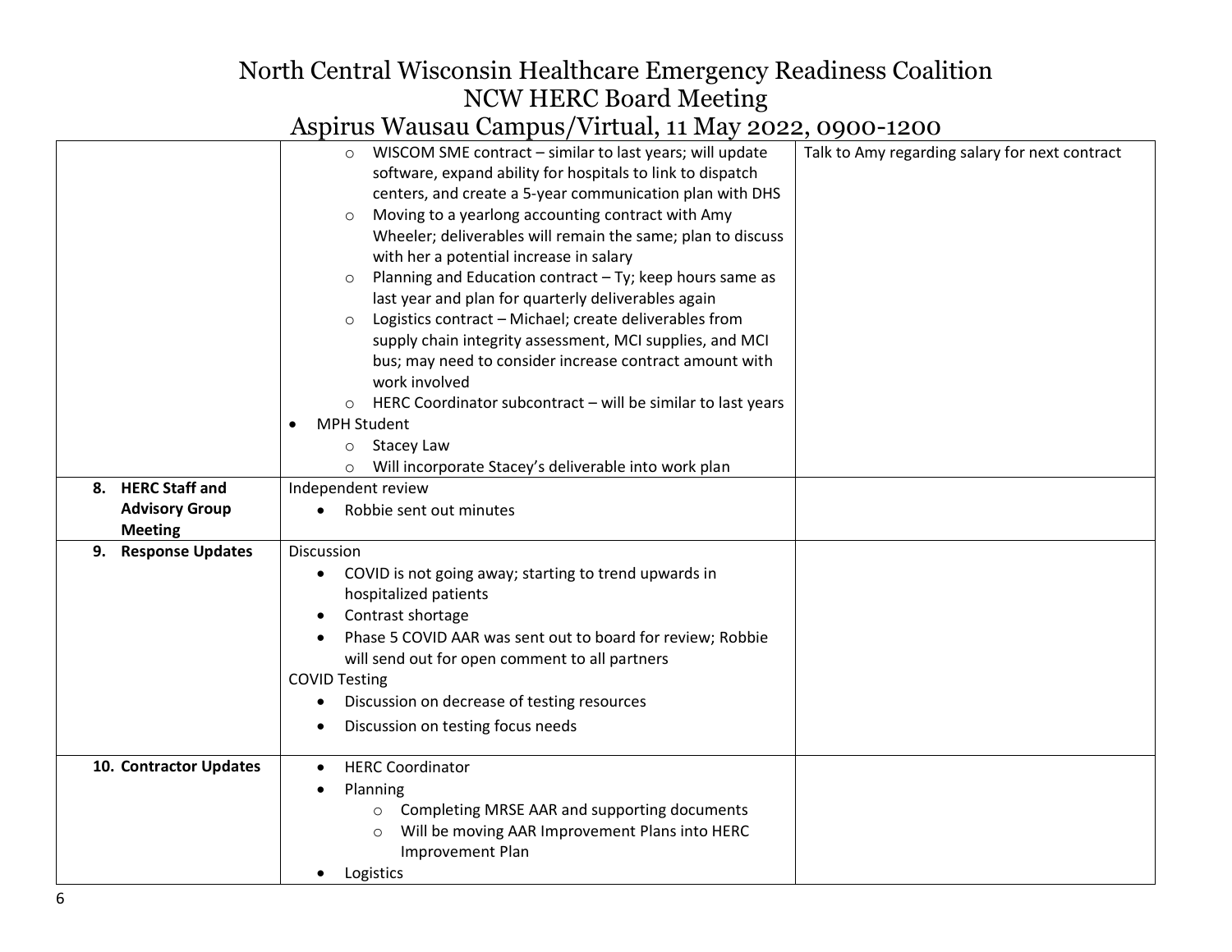# North Central Wisconsin Healthcare Emergency Readiness Coalition
## NCW HERC Board Meeting
### Aspirus Wausau Campus/Virtual, 11 May 2022, 0900-1200

| | | |
|---|---|---|
| | ◦ WISCOM SME contract – similar to last years; will update software, expand ability for hospitals to link to dispatch centers, and create a 5-year communication plan with DHS<br>◦ Moving to a yearlong accounting contract with Amy Wheeler; deliverables will remain the same; plan to discuss with her a potential increase in salary<br>◦ Planning and Education contract – Ty; keep hours same as last year and plan for quarterly deliverables again<br>◦ Logistics contract – Michael; create deliverables from supply chain integrity assessment, MCI supplies, and MCI bus; may need to consider increase contract amount with work involved<br>◦ HERC Coordinator subcontract – will be similar to last years<br>• MPH Student<br>◦ Stacey Law<br>◦ Will incorporate Stacey's deliverable into work plan | Talk to Amy regarding salary for next contract |
| **8. HERC Staff and Advisory Group Meeting** | Independent review<br>• Robbie sent out minutes | |
| **9. Response Updates** | Discussion<br>• COVID is not going away; starting to trend upwards in hospitalized patients<br>• Contrast shortage<br>• Phase 5 COVID AAR was sent out to board for review; Robbie will send out for open comment to all partners<br>COVID Testing<br>• Discussion on decrease of testing resources<br>• Discussion on testing focus needs | |
| **10. Contractor Updates** | • HERC Coordinator<br>• Planning<br>◦ Completing MRSE AAR and supporting documents<br>◦ Will be moving AAR Improvement Plans into HERC Improvement Plan<br>• Logistics | |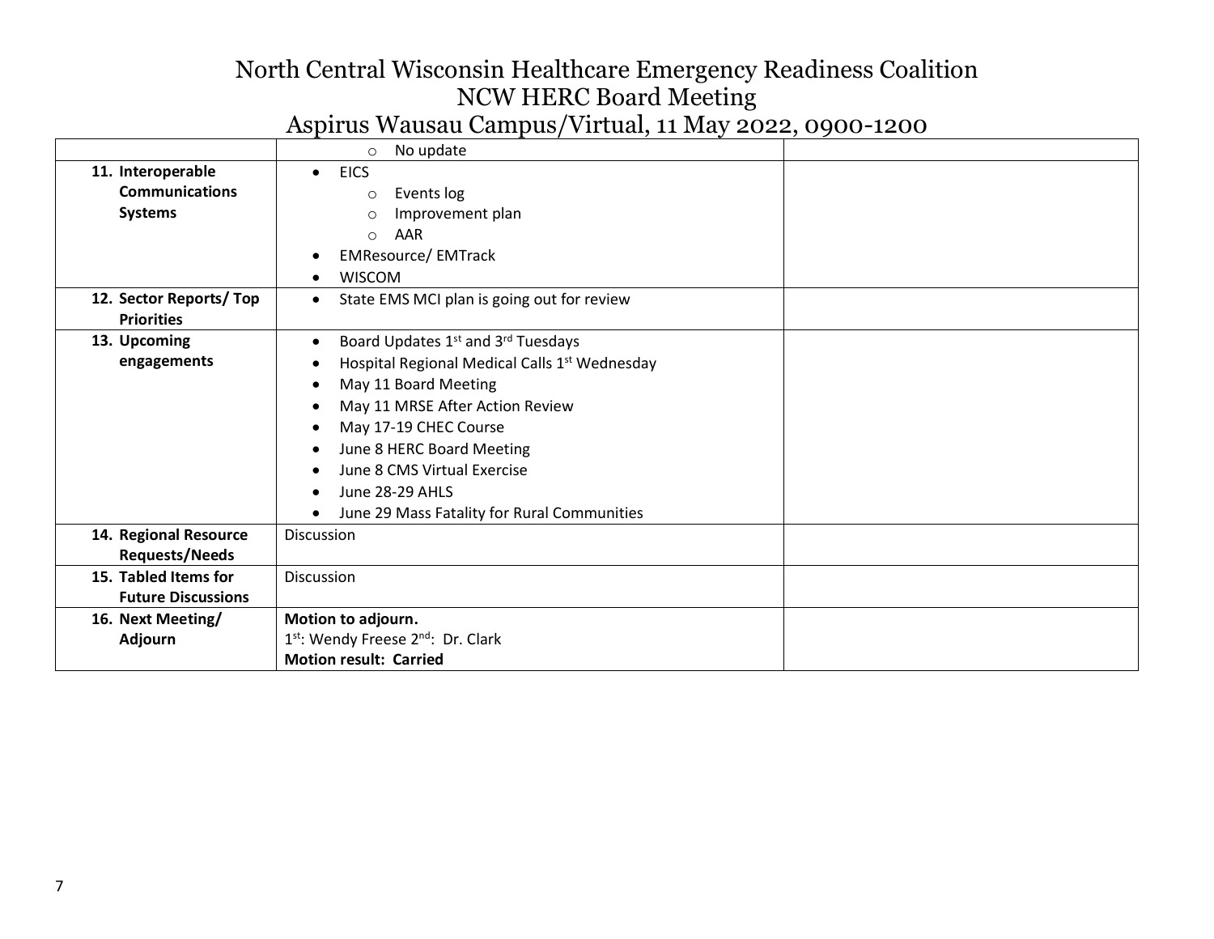# North Central Wisconsin Healthcare Emergency Readiness Coalition
## NCW HERC Board Meeting
## Aspirus Wausau Campus/Virtual, 11 May 2022, 0900-1200

| | | |
|---|---|---|
| | ◦ No update | |
| **11. Interoperable Communications Systems** | • EICS<br>  ◦ Events log<br>  ◦ Improvement plan<br>  ◦ AAR<br>• EMResource/ EMTrack<br>• WISCOM | |
| **12. Sector Reports/ Top Priorities** | • State EMS MCI plan is going out for review | |
| **13. Upcoming engagements** | • Board Updates 1st and 3rd Tuesdays<br>• Hospital Regional Medical Calls 1st Wednesday<br>• May 11 Board Meeting<br>• May 11 MRSE After Action Review<br>• May 17-19 CHEC Course<br>• June 8 HERC Board Meeting<br>• June 8 CMS Virtual Exercise<br>• June 28-29 AHLS<br>• June 29 Mass Fatality for Rural Communities | |
| **14. Regional Resource Requests/Needs** | Discussion | |
| **15. Tabled Items for Future Discussions** | Discussion | |
| **16. Next Meeting/ Adjourn** | **Motion to adjourn.**<br>1st: Wendy Freese 2nd: Dr. Clark<br>**Motion result: Carried** | |